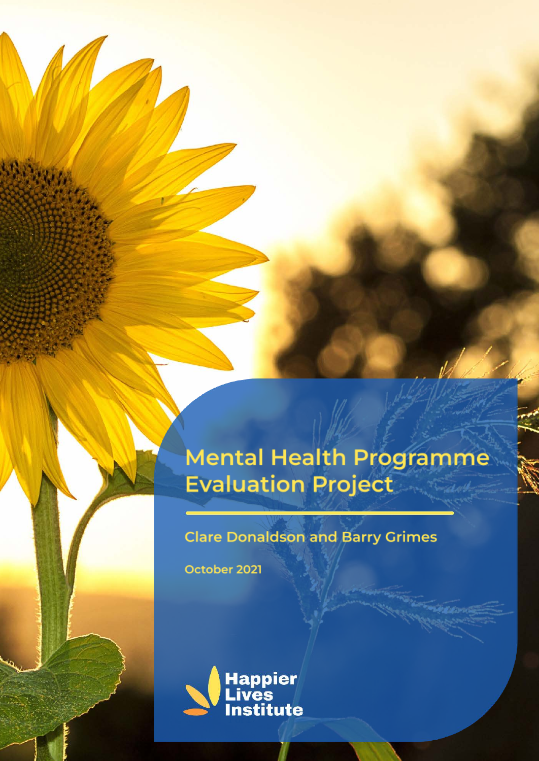# Mental Health Programme Evaluation Project

Clare Donaldson and Barry Grimes

October 2021

Happier Lives Institute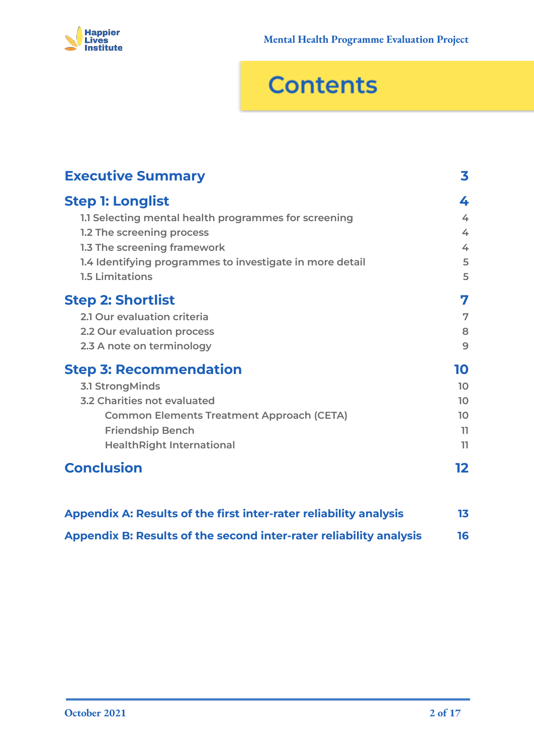# Contents

| | |
|---|---|
| **Executive Summary** | **3** |
| **Step 1: Longlist** | **4** |
| 1.1 Selecting mental health programmes for screening | 4 |
| 1.2 The screening process | 4 |
| 1.3 The screening framework | 4 |
| 1.4 Identifying programmes to investigate in more detail | 5 |
| 1.5 Limitations | 5 |
| **Step 2: Shortlist** | **7** |
| 2.1 Our evaluation criteria | 7 |
| 2.2 Our evaluation process | 8 |
| 2.3 A note on terminology | 9 |
| **Step 3: Recommendation** | **10** |
| 3.1 StrongMinds | 10 |
| 3.2 Charities not evaluated | 10 |
| Common Elements Treatment Approach (CETA) | 10 |
| Friendship Bench | 11 |
| HealthRight International | 11 |
| **Conclusion** | **12** |
| **Appendix A: Results of the first inter-rater reliability analysis** | **13** |
| **Appendix B: Results of the second inter-rater reliability analysis** | **16** |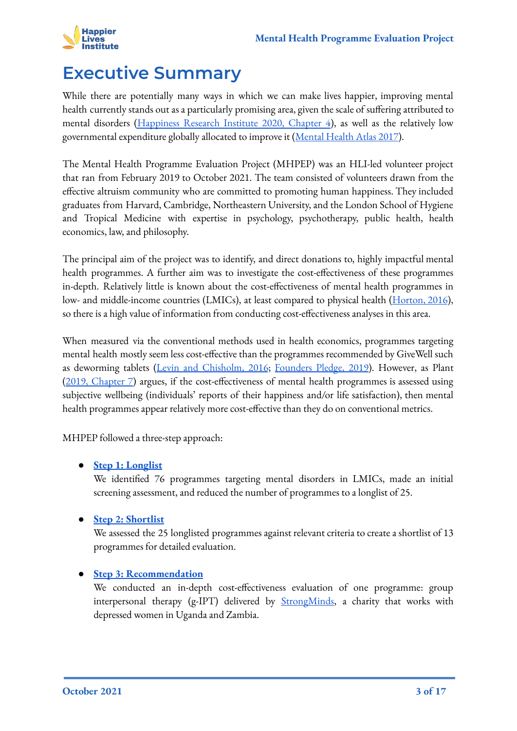# Executive Summary

While there are potentially many ways in which we can make lives happier, improving mental health currently stands out as a particularly promising area, given the scale of suffering attributed to mental disorders (Happiness Research Institute 2020, Chapter 4), as well as the relatively low governmental expenditure globally allocated to improve it (Mental Health Atlas 2017).

The Mental Health Programme Evaluation Project (MHPEP) was an HLI-led volunteer project that ran from February 2019 to October 2021. The team consisted of volunteers drawn from the effective altruism community who are committed to promoting human happiness. They included graduates from Harvard, Cambridge, Northeastern University, and the London School of Hygiene and Tropical Medicine with expertise in psychology, psychotherapy, public health, health economics, law, and philosophy.

The principal aim of the project was to identify, and direct donations to, highly impactful mental health programmes. A further aim was to investigate the cost-effectiveness of these programmes in-depth. Relatively little is known about the cost-effectiveness of mental health programmes in low- and middle-income countries (LMICs), at least compared to physical health (Horton, 2016), so there is a high value of information from conducting cost-effectiveness analyses in this area.

When measured via the conventional methods used in health economics, programmes targeting mental health mostly seem less cost-effective than the programmes recommended by GiveWell such as deworming tablets (Levin and Chisholm, 2016; Founders Pledge, 2019). However, as Plant (2019, Chapter 7) argues, if the cost-effectiveness of mental health programmes is assessed using subjective wellbeing (individuals' reports of their happiness and/or life satisfaction), then mental health programmes appear relatively more cost-effective than they do on conventional metrics.

MHPEP followed a three-step approach:

- **Step 1: Longlist**
  We identified 76 programmes targeting mental disorders in LMICs, made an initial screening assessment, and reduced the number of programmes to a longlist of 25.

- **Step 2: Shortlist**
  We assessed the 25 longlisted programmes against relevant criteria to create a shortlist of 13 programmes for detailed evaluation.

- **Step 3: Recommendation**
  We conducted an in-depth cost-effectiveness evaluation of one programme: group interpersonal therapy (g-IPT) delivered by StrongMinds, a charity that works with depressed women in Uganda and Zambia.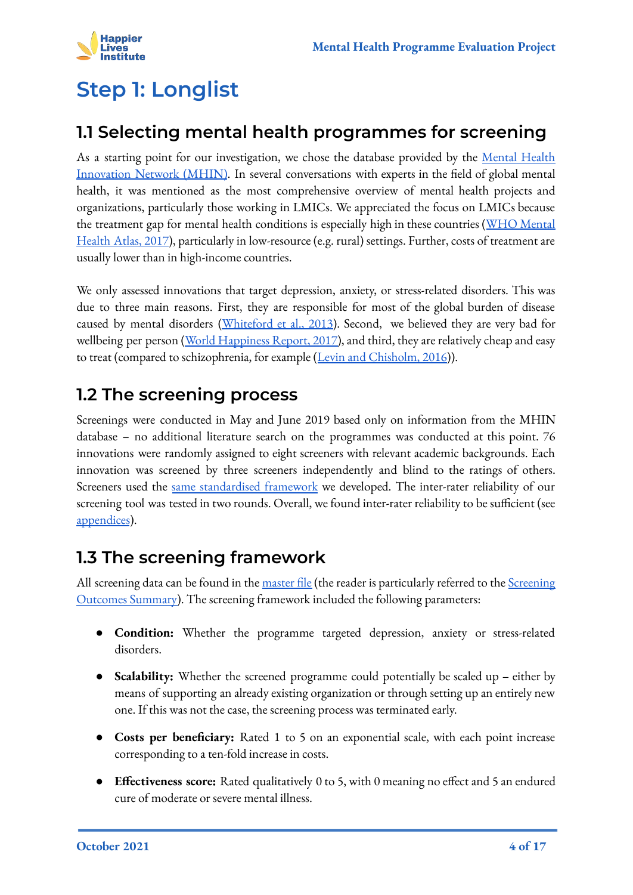# Step 1: Longlist

## 1.1 Selecting mental health programmes for screening

As a starting point for our investigation, we chose the database provided by the Mental Health Innovation Network (MHIN). In several conversations with experts in the field of global mental health, it was mentioned as the most comprehensive overview of mental health projects and organizations, particularly those working in LMICs. We appreciated the focus on LMICs because the treatment gap for mental health conditions is especially high in these countries (WHO Mental Health Atlas, 2017), particularly in low-resource (e.g. rural) settings. Further, costs of treatment are usually lower than in high-income countries.

We only assessed innovations that target depression, anxiety, or stress-related disorders. This was due to three main reasons. First, they are responsible for most of the global burden of disease caused by mental disorders (Whiteford et al., 2013). Second, we believed they are very bad for wellbeing per person (World Happiness Report, 2017), and third, they are relatively cheap and easy to treat (compared to schizophrenia, for example (Levin and Chisholm, 2016)).

## 1.2 The screening process

Screenings were conducted in May and June 2019 based only on information from the MHIN database – no additional literature search on the programmes was conducted at this point. 76 innovations were randomly assigned to eight screeners with relevant academic backgrounds. Each innovation was screened by three screeners independently and blind to the ratings of others. Screeners used the same standardised framework we developed. The inter-rater reliability of our screening tool was tested in two rounds. Overall, we found inter-rater reliability to be sufficient (see appendices).

## 1.3 The screening framework

All screening data can be found in the master file (the reader is particularly referred to the Screening Outcomes Summary). The screening framework included the following parameters:

- **Condition:** Whether the programme targeted depression, anxiety or stress-related disorders.
- **Scalability:** Whether the screened programme could potentially be scaled up – either by means of supporting an already existing organization or through setting up an entirely new one. If this was not the case, the screening process was terminated early.
- **Costs per beneficiary:** Rated 1 to 5 on an exponential scale, with each point increase corresponding to a ten-fold increase in costs.
- **Effectiveness score:** Rated qualitatively 0 to 5, with 0 meaning no effect and 5 an endured cure of moderate or severe mental illness.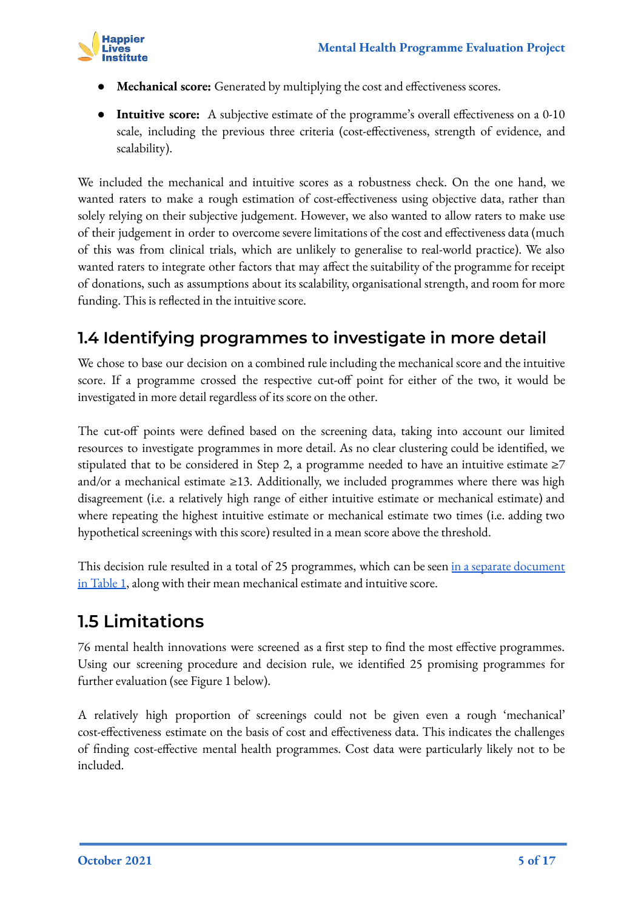- **Mechanical score:** Generated by multiplying the cost and effectiveness scores.
- **Intuitive score:** A subjective estimate of the programme's overall effectiveness on a 0-10 scale, including the previous three criteria (cost-effectiveness, strength of evidence, and scalability).

We included the mechanical and intuitive scores as a robustness check. On the one hand, we wanted raters to make a rough estimation of cost-effectiveness using objective data, rather than solely relying on their subjective judgement. However, we also wanted to allow raters to make use of their judgement in order to overcome severe limitations of the cost and effectiveness data (much of this was from clinical trials, which are unlikely to generalise to real-world practice). We also wanted raters to integrate other factors that may affect the suitability of the programme for receipt of donations, such as assumptions about its scalability, organisational strength, and room for more funding. This is reflected in the intuitive score.

## 1.4 Identifying programmes to investigate in more detail

We chose to base our decision on a combined rule including the mechanical score and the intuitive score. If a programme crossed the respective cut-off point for either of the two, it would be investigated in more detail regardless of its score on the other.

The cut-off points were defined based on the screening data, taking into account our limited resources to investigate programmes in more detail. As no clear clustering could be identified, we stipulated that to be considered in Step 2, a programme needed to have an intuitive estimate ≥7 and/or a mechanical estimate ≥13. Additionally, we included programmes where there was high disagreement (i.e. a relatively high range of either intuitive estimate or mechanical estimate) and where repeating the highest intuitive estimate or mechanical estimate two times (i.e. adding two hypothetical screenings with this score) resulted in a mean score above the threshold.

This decision rule resulted in a total of 25 programmes, which can be seen in a separate document in Table 1, along with their mean mechanical estimate and intuitive score.

## 1.5 Limitations

76 mental health innovations were screened as a first step to find the most effective programmes. Using our screening procedure and decision rule, we identified 25 promising programmes for further evaluation (see Figure 1 below).

A relatively high proportion of screenings could not be given even a rough 'mechanical' cost-effectiveness estimate on the basis of cost and effectiveness data. This indicates the challenges of finding cost-effective mental health programmes. Cost data were particularly likely not to be included.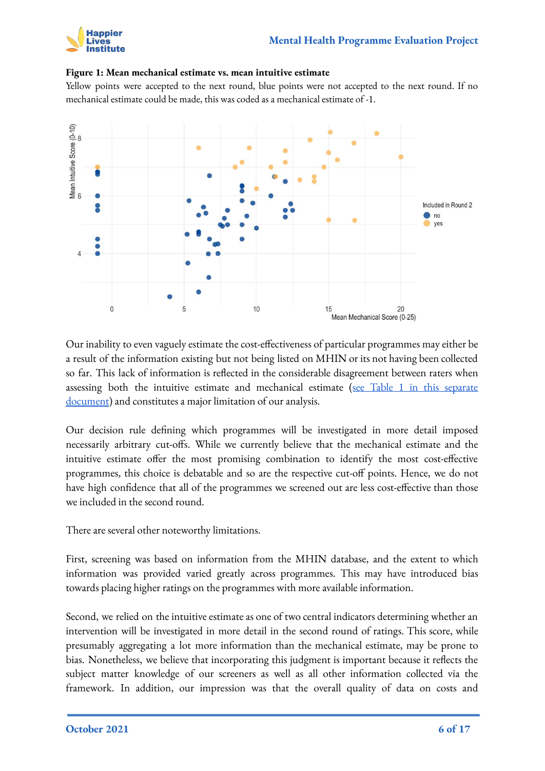**Figure 1: Mean mechanical estimate vs. mean intuitive estimate**

Yellow points were accepted to the next round, blue points were not accepted to the next round. If no mechanical estimate could be made, this was coded as a mechanical estimate of -1.

Our inability to even vaguely estimate the cost-effectiveness of particular programmes may either be a result of the information existing but not being listed on MHIN or its not having been collected so far. This lack of information is reflected in the considerable disagreement between raters when assessing both the intuitive estimate and mechanical estimate ([see Table 1 in this separate document](#)) and constitutes a major limitation of our analysis.

Our decision rule defining which programmes will be investigated in more detail imposed necessarily arbitrary cut-offs. While we currently believe that the mechanical estimate and the intuitive estimate offer the most promising combination to identify the most cost-effective programmes, this choice is debatable and so are the respective cut-off points. Hence, we do not have high confidence that all of the programmes we screened out are less cost-effective than those we included in the second round.

There are several other noteworthy limitations.

First, screening was based on information from the MHIN database, and the extent to which information was provided varied greatly across programmes. This may have introduced bias towards placing higher ratings on the programmes with more available information.

Second, we relied on the intuitive estimate as one of two central indicators determining whether an intervention will be investigated in more detail in the second round of ratings. This score, while presumably aggregating a lot more information than the mechanical estimate, may be prone to bias. Nonetheless, we believe that incorporating this judgment is important because it reflects the subject matter knowledge of our screeners as well as all other information collected via the framework. In addition, our impression was that the overall quality of data on costs and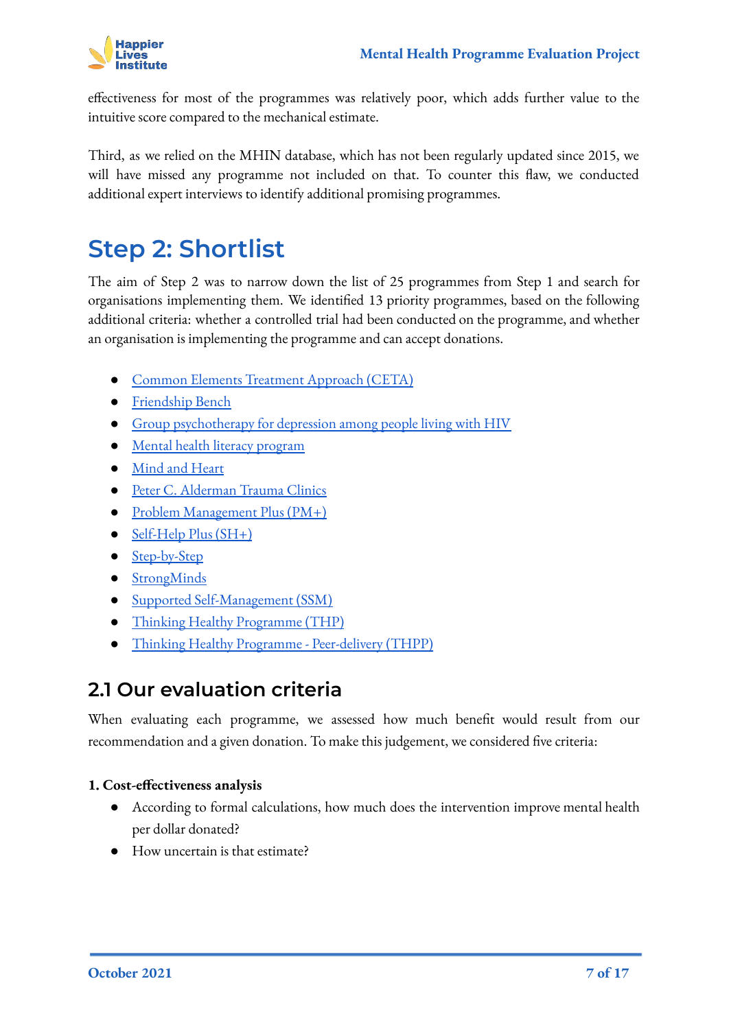effectiveness for most of the programmes was relatively poor, which adds further value to the intuitive score compared to the mechanical estimate.

Third, as we relied on the MHIN database, which has not been regularly updated since 2015, we will have missed any programme not included on that. To counter this flaw, we conducted additional expert interviews to identify additional promising programmes.

# Step 2: Shortlist

The aim of Step 2 was to narrow down the list of 25 programmes from Step 1 and search for organisations implementing them. We identified 13 priority programmes, based on the following additional criteria: whether a controlled trial had been conducted on the programme, and whether an organisation is implementing the programme and can accept donations.

- Common Elements Treatment Approach (CETA)
- Friendship Bench
- Group psychotherapy for depression among people living with HIV
- Mental health literacy program
- Mind and Heart
- Peter C. Alderman Trauma Clinics
- Problem Management Plus (PM+)
- Self-Help Plus (SH+)
- Step-by-Step
- StrongMinds
- Supported Self-Management (SSM)
- Thinking Healthy Programme (THP)
- Thinking Healthy Programme - Peer-delivery (THPP)

## 2.1 Our evaluation criteria

When evaluating each programme, we assessed how much benefit would result from our recommendation and a given donation. To make this judgement, we considered five criteria:

**1. Cost-effectiveness analysis**

- According to formal calculations, how much does the intervention improve mental health per dollar donated?
- How uncertain is that estimate?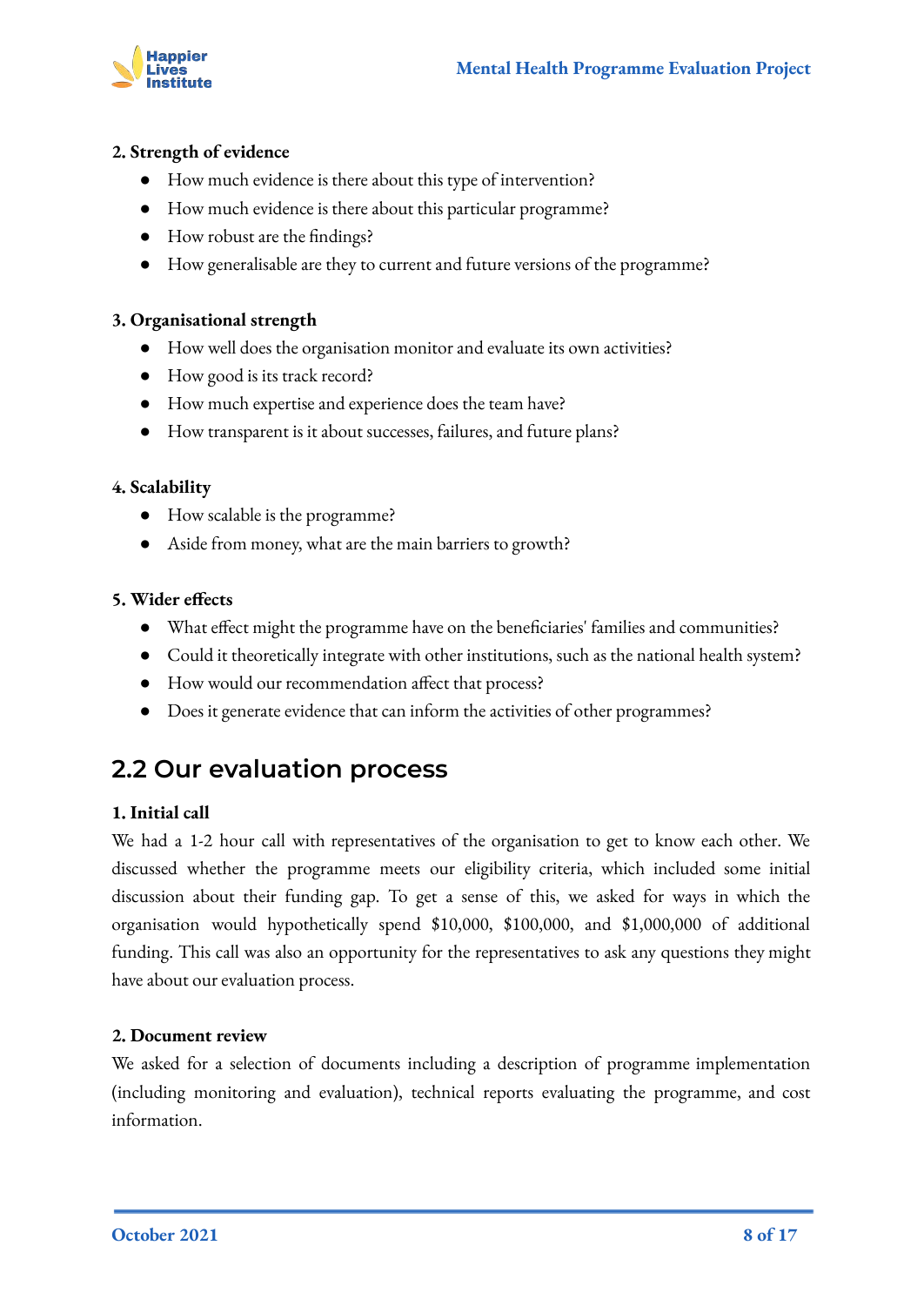**2. Strength of evidence**

- How much evidence is there about this type of intervention?
- How much evidence is there about this particular programme?
- How robust are the findings?
- How generalisable are they to current and future versions of the programme?

**3. Organisational strength**

- How well does the organisation monitor and evaluate its own activities?
- How good is its track record?
- How much expertise and experience does the team have?
- How transparent is it about successes, failures, and future plans?

**4. Scalability**

- How scalable is the programme?
- Aside from money, what are the main barriers to growth?

**5. Wider effects**

- What effect might the programme have on the beneficiaries' families and communities?
- Could it theoretically integrate with other institutions, such as the national health system?
- How would our recommendation affect that process?
- Does it generate evidence that can inform the activities of other programmes?

## 2.2 Our evaluation process

**1. Initial call**

We had a 1-2 hour call with representatives of the organisation to get to know each other. We discussed whether the programme meets our eligibility criteria, which included some initial discussion about their funding gap. To get a sense of this, we asked for ways in which the organisation would hypothetically spend $10,000, $100,000, and $1,000,000 of additional funding. This call was also an opportunity for the representatives to ask any questions they might have about our evaluation process.

**2. Document review**

We asked for a selection of documents including a description of programme implementation (including monitoring and evaluation), technical reports evaluating the programme, and cost information.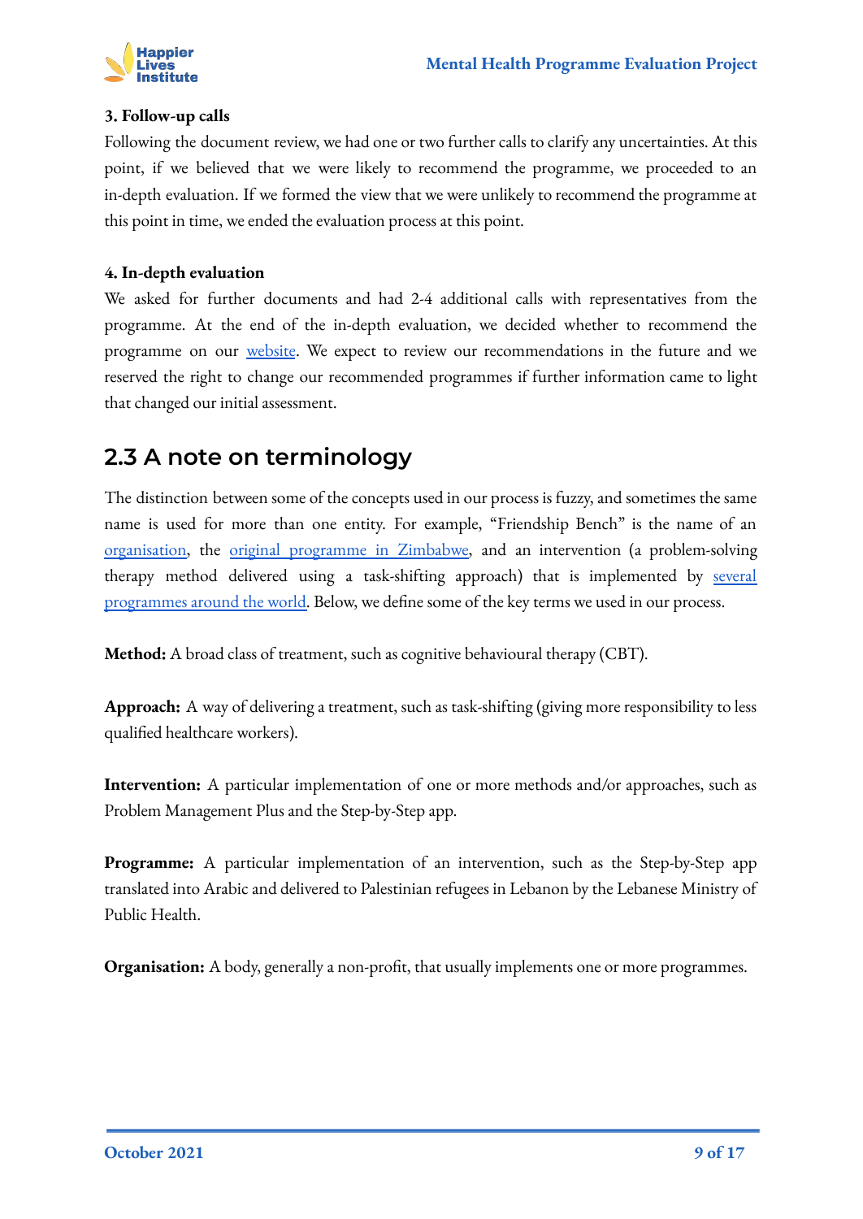**3. Follow-up calls**

Following the document review, we had one or two further calls to clarify any uncertainties. At this point, if we believed that we were likely to recommend the programme, we proceeded to an in-depth evaluation. If we formed the view that we were unlikely to recommend the programme at this point in time, we ended the evaluation process at this point.

**4. In-depth evaluation**

We asked for further documents and had 2-4 additional calls with representatives from the programme. At the end of the in-depth evaluation, we decided whether to recommend the programme on our website. We expect to review our recommendations in the future and we reserved the right to change our recommended programmes if further information came to light that changed our initial assessment.

## 2.3 A note on terminology

The distinction between some of the concepts used in our process is fuzzy, and sometimes the same name is used for more than one entity. For example, "Friendship Bench" is the name of an organisation, the original programme in Zimbabwe, and an intervention (a problem-solving therapy method delivered using a task-shifting approach) that is implemented by several programmes around the world. Below, we define some of the key terms we used in our process.

**Method:** A broad class of treatment, such as cognitive behavioural therapy (CBT).

**Approach:** A way of delivering a treatment, such as task-shifting (giving more responsibility to less qualified healthcare workers).

**Intervention:** A particular implementation of one or more methods and/or approaches, such as Problem Management Plus and the Step-by-Step app.

**Programme:** A particular implementation of an intervention, such as the Step-by-Step app translated into Arabic and delivered to Palestinian refugees in Lebanon by the Lebanese Ministry of Public Health.

**Organisation:** A body, generally a non-profit, that usually implements one or more programmes.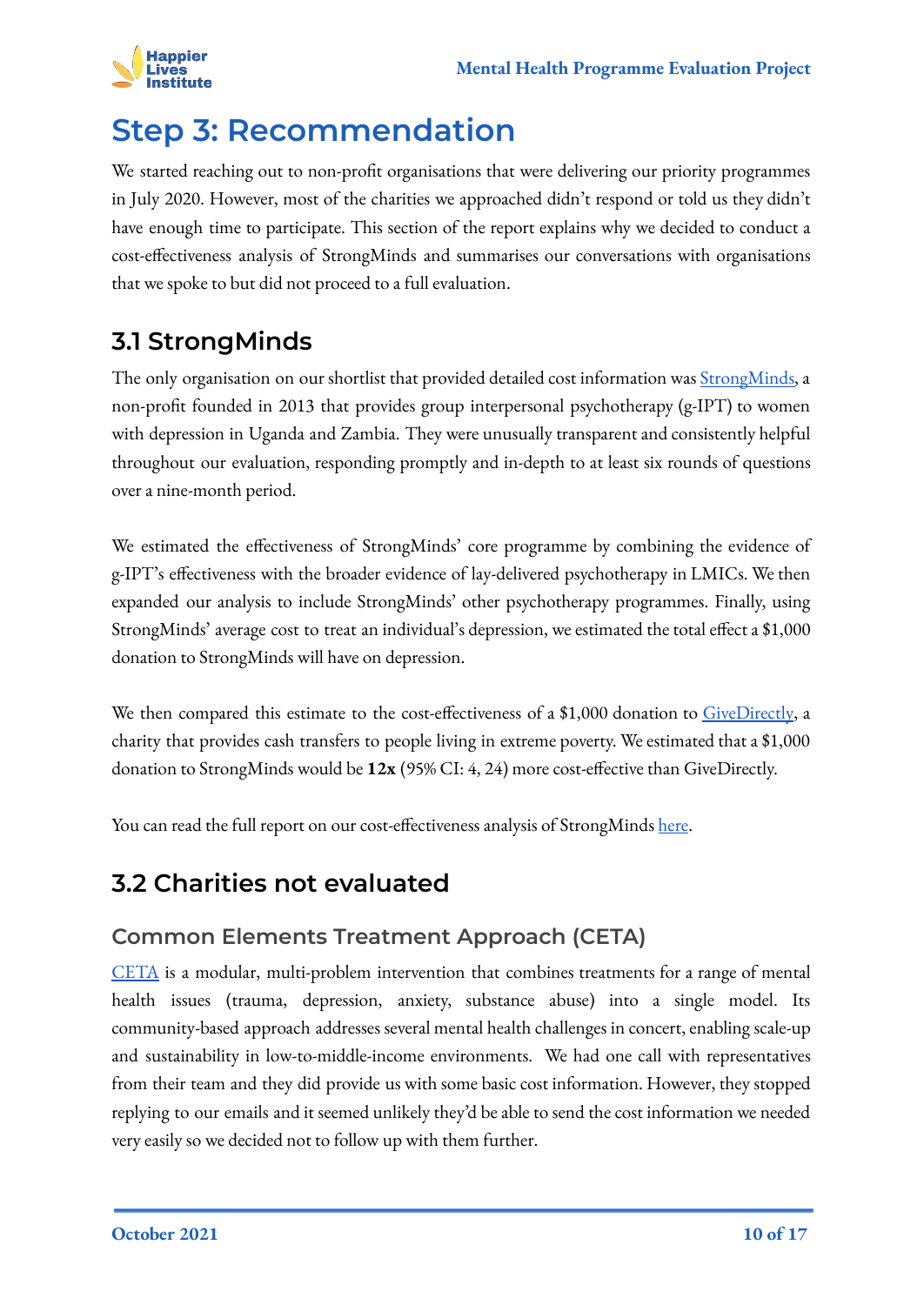# Step 3: Recommendation

We started reaching out to non-profit organisations that were delivering our priority programmes in July 2020. However, most of the charities we approached didn't respond or told us they didn't have enough time to participate. This section of the report explains why we decided to conduct a cost-effectiveness analysis of StrongMinds and summarises our conversations with organisations that we spoke to but did not proceed to a full evaluation.

## 3.1 StrongMinds

The only organisation on our shortlist that provided detailed cost information was StrongMinds, a non-profit founded in 2013 that provides group interpersonal psychotherapy (g-IPT) to women with depression in Uganda and Zambia. They were unusually transparent and consistently helpful throughout our evaluation, responding promptly and in-depth to at least six rounds of questions over a nine-month period.

We estimated the effectiveness of StrongMinds' core programme by combining the evidence of g-IPT's effectiveness with the broader evidence of lay-delivered psychotherapy in LMICs. We then expanded our analysis to include StrongMinds' other psychotherapy programmes. Finally, using StrongMinds' average cost to treat an individual's depression, we estimated the total effect a $1,000 donation to StrongMinds will have on depression.

We then compared this estimate to the cost-effectiveness of a $1,000 donation to GiveDirectly, a charity that provides cash transfers to people living in extreme poverty. We estimated that a $1,000 donation to StrongMinds would be **12x** (95% CI: 4, 24) more cost-effective than GiveDirectly.

You can read the full report on our cost-effectiveness analysis of StrongMinds here.

## 3.2 Charities not evaluated

### Common Elements Treatment Approach (CETA)

CETA is a modular, multi-problem intervention that combines treatments for a range of mental health issues (trauma, depression, anxiety, substance abuse) into a single model. Its community-based approach addresses several mental health challenges in concert, enabling scale-up and sustainability in low-to-middle-income environments. We had one call with representatives from their team and they did provide us with some basic cost information. However, they stopped replying to our emails and it seemed unlikely they'd be able to send the cost information we needed very easily so we decided not to follow up with them further.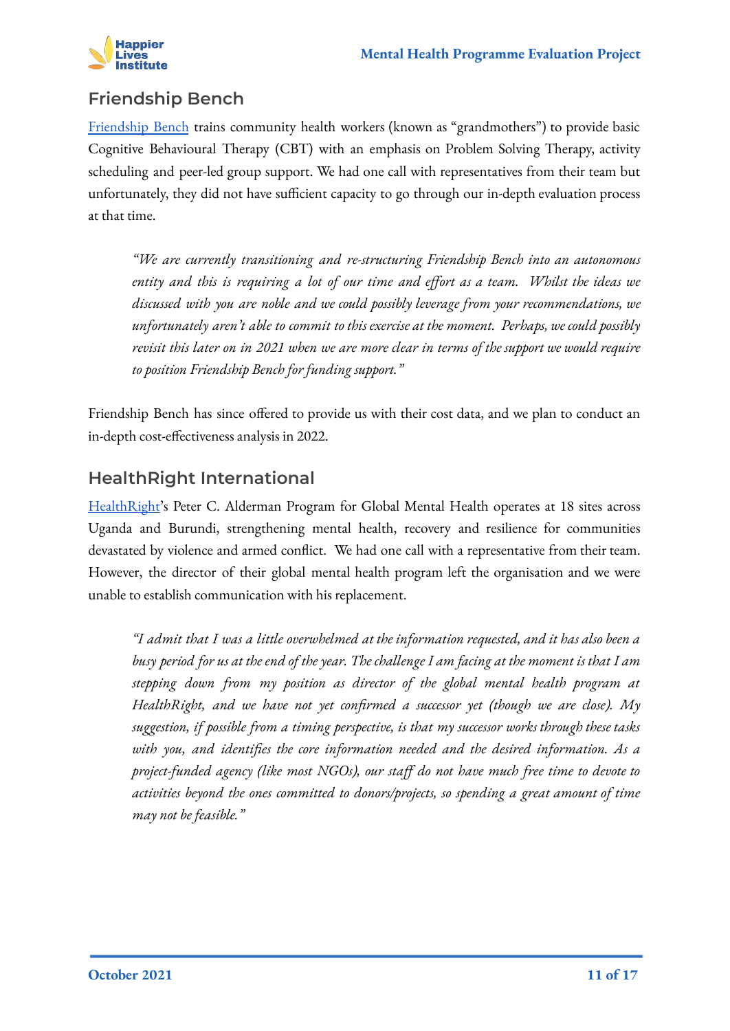## Friendship Bench

Friendship Bench trains community health workers (known as "grandmothers") to provide basic Cognitive Behavioural Therapy (CBT) with an emphasis on Problem Solving Therapy, activity scheduling and peer-led group support. We had one call with representatives from their team but unfortunately, they did not have sufficient capacity to go through our in-depth evaluation process at that time.

> *"We are currently transitioning and re-structuring Friendship Bench into an autonomous entity and this is requiring a lot of our time and effort as a team. Whilst the ideas we discussed with you are noble and we could possibly leverage from your recommendations, we unfortunately aren't able to commit to this exercise at the moment. Perhaps, we could possibly revisit this later on in 2021 when we are more clear in terms of the support we would require to position Friendship Bench for funding support."*

Friendship Bench has since offered to provide us with their cost data, and we plan to conduct an in-depth cost-effectiveness analysis in 2022.

## HealthRight International

HealthRight's Peter C. Alderman Program for Global Mental Health operates at 18 sites across Uganda and Burundi, strengthening mental health, recovery and resilience for communities devastated by violence and armed conflict. We had one call with a representative from their team. However, the director of their global mental health program left the organisation and we were unable to establish communication with his replacement.

> *"I admit that I was a little overwhelmed at the information requested, and it has also been a busy period for us at the end of the year. The challenge I am facing at the moment is that I am stepping down from my position as director of the global mental health program at HealthRight, and we have not yet confirmed a successor yet (though we are close). My suggestion, if possible from a timing perspective, is that my successor works through these tasks with you, and identifies the core information needed and the desired information. As a project-funded agency (like most NGOs), our staff do not have much free time to devote to activities beyond the ones committed to donors/projects, so spending a great amount of time may not be feasible."*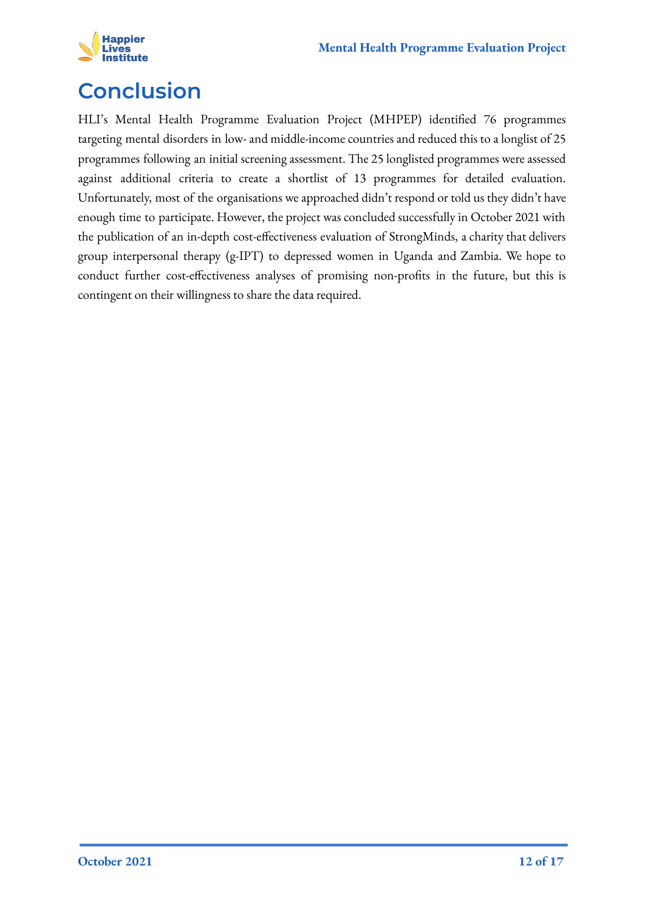# Conclusion

HLI's Mental Health Programme Evaluation Project (MHPEP) identified 76 programmes targeting mental disorders in low- and middle-income countries and reduced this to a longlist of 25 programmes following an initial screening assessment. The 25 longlisted programmes were assessed against additional criteria to create a shortlist of 13 programmes for detailed evaluation. Unfortunately, most of the organisations we approached didn't respond or told us they didn't have enough time to participate. However, the project was concluded successfully in October 2021 with the publication of an in-depth cost-effectiveness evaluation of StrongMinds, a charity that delivers group interpersonal therapy (g-IPT) to depressed women in Uganda and Zambia. We hope to conduct further cost-effectiveness analyses of promising non-profits in the future, but this is contingent on their willingness to share the data required.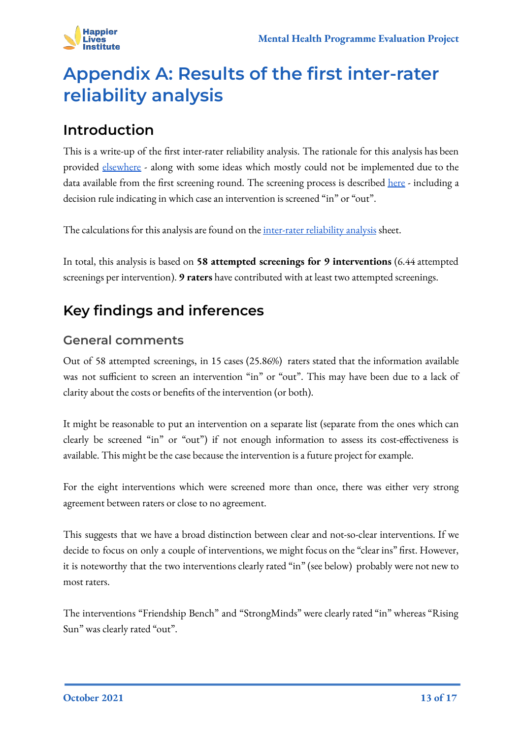# Appendix A: Results of the first inter-rater reliability analysis

## Introduction

This is a write-up of the first inter-rater reliability analysis. The rationale for this analysis has been provided elsewhere - along with some ideas which mostly could not be implemented due to the data available from the first screening round. The screening process is described here - including a decision rule indicating in which case an intervention is screened "in" or "out".

The calculations for this analysis are found on the inter-rater reliability analysis sheet.

In total, this analysis is based on **58 attempted screenings for 9 interventions** (6.44 attempted screenings per intervention). **9 raters** have contributed with at least two attempted screenings.

## Key findings and inferences

### General comments

Out of 58 attempted screenings, in 15 cases (25.86%) raters stated that the information available was not sufficient to screen an intervention "in" or "out". This may have been due to a lack of clarity about the costs or benefits of the intervention (or both).

It might be reasonable to put an intervention on a separate list (separate from the ones which can clearly be screened "in" or "out") if not enough information to assess its cost-effectiveness is available. This might be the case because the intervention is a future project for example.

For the eight interventions which were screened more than once, there was either very strong agreement between raters or close to no agreement.

This suggests that we have a broad distinction between clear and not-so-clear interventions. If we decide to focus on only a couple of interventions, we might focus on the "clear ins" first. However, it is noteworthy that the two interventions clearly rated "in" (see below) probably were not new to most raters.

The interventions "Friendship Bench" and "StrongMinds" were clearly rated "in" whereas "Rising Sun" was clearly rated "out".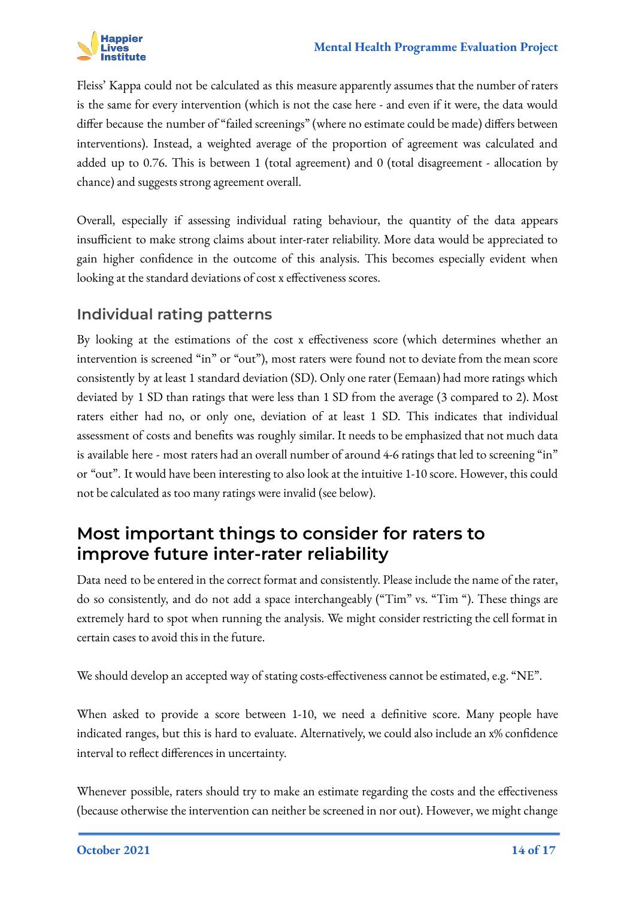Fleiss' Kappa could not be calculated as this measure apparently assumes that the number of raters is the same for every intervention (which is not the case here - and even if it were, the data would differ because the number of "failed screenings" (where no estimate could be made) differs between interventions). Instead, a weighted average of the proportion of agreement was calculated and added up to 0.76. This is between 1 (total agreement) and 0 (total disagreement - allocation by chance) and suggests strong agreement overall.

Overall, especially if assessing individual rating behaviour, the quantity of the data appears insufficient to make strong claims about inter-rater reliability. More data would be appreciated to gain higher confidence in the outcome of this analysis. This becomes especially evident when looking at the standard deviations of cost x effectiveness scores.

### Individual rating patterns

By looking at the estimations of the cost x effectiveness score (which determines whether an intervention is screened "in" or "out"), most raters were found not to deviate from the mean score consistently by at least 1 standard deviation (SD). Only one rater (Eemaan) had more ratings which deviated by 1 SD than ratings that were less than 1 SD from the average (3 compared to 2). Most raters either had no, or only one, deviation of at least 1 SD. This indicates that individual assessment of costs and benefits was roughly similar. It needs to be emphasized that not much data is available here - most raters had an overall number of around 4-6 ratings that led to screening "in" or "out". It would have been interesting to also look at the intuitive 1-10 score. However, this could not be calculated as too many ratings were invalid (see below).

## Most important things to consider for raters to improve future inter-rater reliability

Data need to be entered in the correct format and consistently. Please include the name of the rater, do so consistently, and do not add a space interchangeably ("Tim" vs. "Tim "). These things are extremely hard to spot when running the analysis. We might consider restricting the cell format in certain cases to avoid this in the future.

We should develop an accepted way of stating costs-effectiveness cannot be estimated, e.g. "NE".

When asked to provide a score between 1-10, we need a definitive score. Many people have indicated ranges, but this is hard to evaluate. Alternatively, we could also include an x% confidence interval to reflect differences in uncertainty.

Whenever possible, raters should try to make an estimate regarding the costs and the effectiveness (because otherwise the intervention can neither be screened in nor out). However, we might change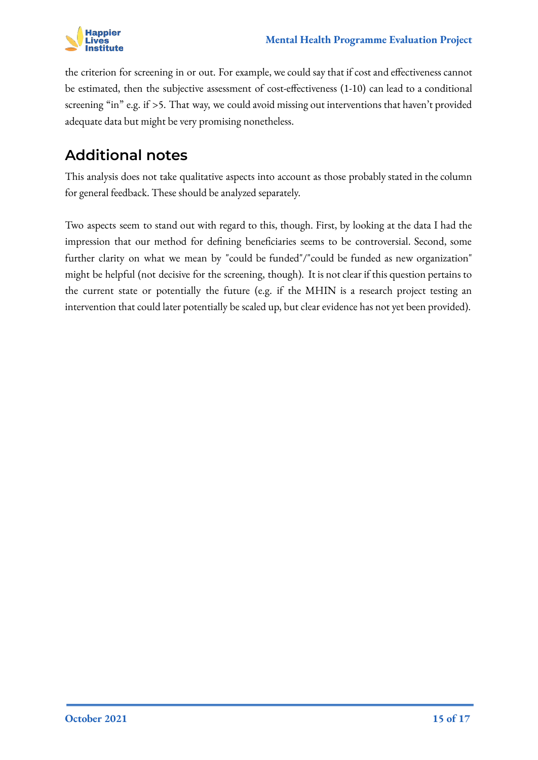the criterion for screening in or out. For example, we could say that if cost and effectiveness cannot be estimated, then the subjective assessment of cost-effectiveness (1-10) can lead to a conditional screening “in” e.g. if >5. That way, we could avoid missing out interventions that haven’t provided adequate data but might be very promising nonetheless.

## Additional notes

This analysis does not take qualitative aspects into account as those probably stated in the column for general feedback. These should be analyzed separately.

Two aspects seem to stand out with regard to this, though. First, by looking at the data I had the impression that our method for defining beneficiaries seems to be controversial. Second, some further clarity on what we mean by "could be funded"/"could be funded as new organization" might be helpful (not decisive for the screening, though). It is not clear if this question pertains to the current state or potentially the future (e.g. if the MHIN is a research project testing an intervention that could later potentially be scaled up, but clear evidence has not yet been provided).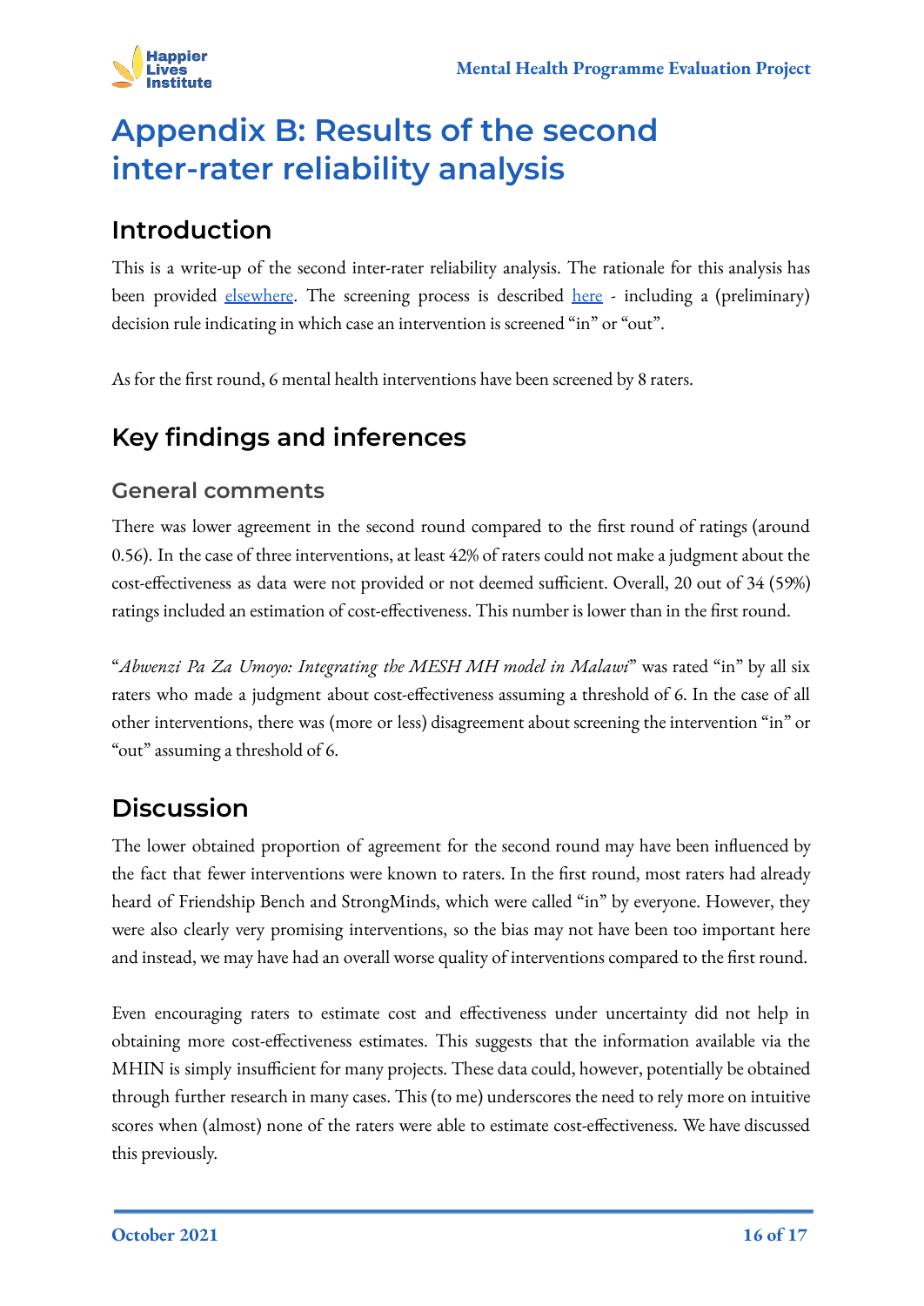# Appendix B: Results of the second inter-rater reliability analysis

## Introduction

This is a write-up of the second inter-rater reliability analysis. The rationale for this analysis has been provided elsewhere. The screening process is described here - including a (preliminary) decision rule indicating in which case an intervention is screened "in" or "out".

As for the first round, 6 mental health interventions have been screened by 8 raters.

## Key findings and inferences

### General comments

There was lower agreement in the second round compared to the first round of ratings (around 0.56). In the case of three interventions, at least 42% of raters could not make a judgment about the cost-effectiveness as data were not provided or not deemed sufficient. Overall, 20 out of 34 (59%) ratings included an estimation of cost-effectiveness. This number is lower than in the first round.

"*Abwenzi Pa Za Umoyo: Integrating the MESH MH model in Malawi*" was rated "in" by all six raters who made a judgment about cost-effectiveness assuming a threshold of 6. In the case of all other interventions, there was (more or less) disagreement about screening the intervention "in" or "out" assuming a threshold of 6.

## Discussion

The lower obtained proportion of agreement for the second round may have been influenced by the fact that fewer interventions were known to raters. In the first round, most raters had already heard of Friendship Bench and StrongMinds, which were called "in" by everyone. However, they were also clearly very promising interventions, so the bias may not have been too important here and instead, we may have had an overall worse quality of interventions compared to the first round.

Even encouraging raters to estimate cost and effectiveness under uncertainty did not help in obtaining more cost-effectiveness estimates. This suggests that the information available via the MHIN is simply insufficient for many projects. These data could, however, potentially be obtained through further research in many cases. This (to me) underscores the need to rely more on intuitive scores when (almost) none of the raters were able to estimate cost-effectiveness. We have discussed this previously.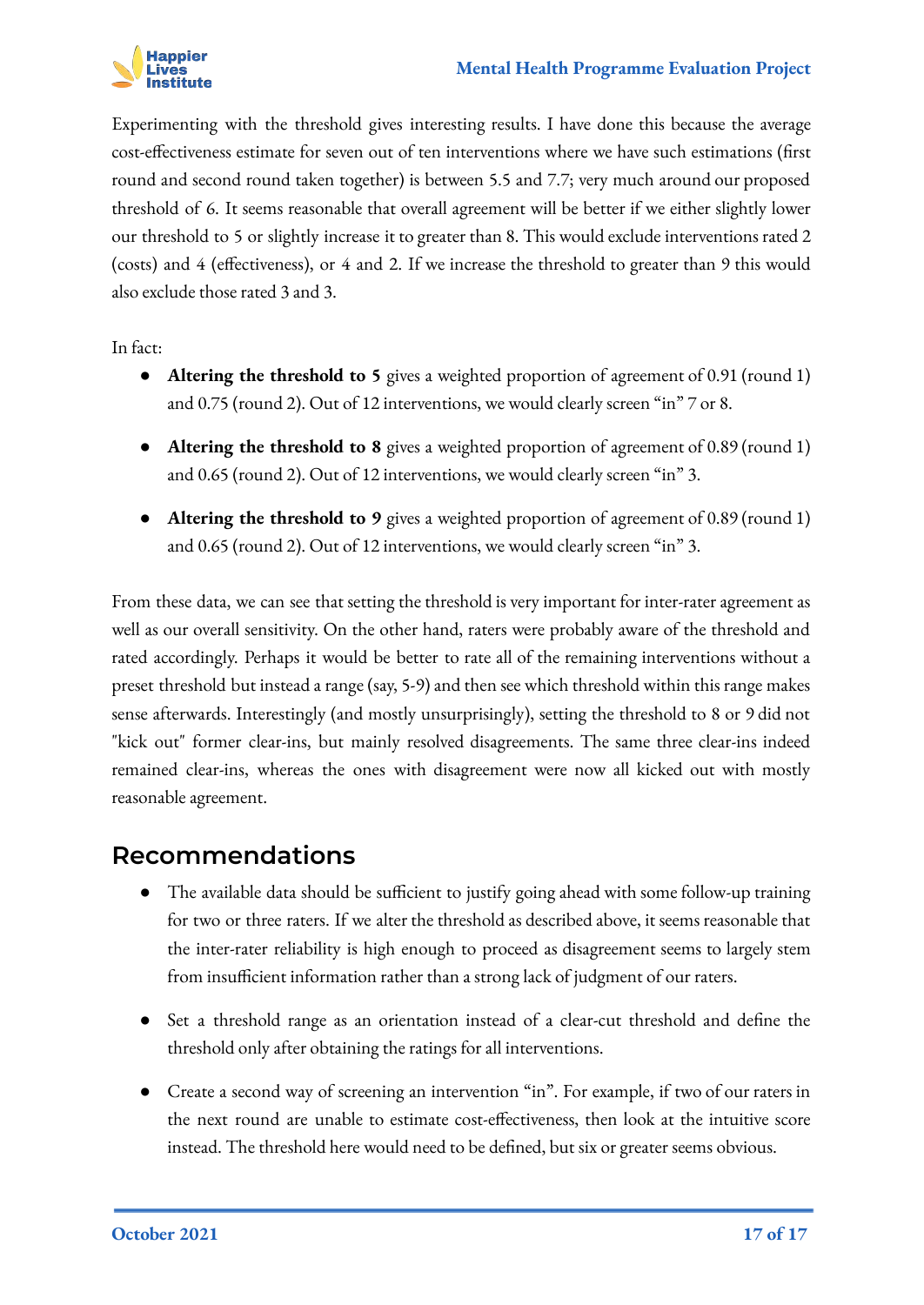Experimenting with the threshold gives interesting results. I have done this because the average cost-effectiveness estimate for seven out of ten interventions where we have such estimations (first round and second round taken together) is between 5.5 and 7.7; very much around our proposed threshold of 6. It seems reasonable that overall agreement will be better if we either slightly lower our threshold to 5 or slightly increase it to greater than 8. This would exclude interventions rated 2 (costs) and 4 (effectiveness), or 4 and 2. If we increase the threshold to greater than 9 this would also exclude those rated 3 and 3.

In fact:

- **Altering the threshold to 5** gives a weighted proportion of agreement of 0.91 (round 1) and 0.75 (round 2). Out of 12 interventions, we would clearly screen "in" 7 or 8.
- **Altering the threshold to 8** gives a weighted proportion of agreement of 0.89 (round 1) and 0.65 (round 2). Out of 12 interventions, we would clearly screen "in" 3.
- **Altering the threshold to 9** gives a weighted proportion of agreement of 0.89 (round 1) and 0.65 (round 2). Out of 12 interventions, we would clearly screen "in" 3.

From these data, we can see that setting the threshold is very important for inter-rater agreement as well as our overall sensitivity. On the other hand, raters were probably aware of the threshold and rated accordingly. Perhaps it would be better to rate all of the remaining interventions without a preset threshold but instead a range (say, 5-9) and then see which threshold within this range makes sense afterwards. Interestingly (and mostly unsurprisingly), setting the threshold to 8 or 9 did not "kick out" former clear-ins, but mainly resolved disagreements. The same three clear-ins indeed remained clear-ins, whereas the ones with disagreement were now all kicked out with mostly reasonable agreement.

## Recommendations

- The available data should be sufficient to justify going ahead with some follow-up training for two or three raters. If we alter the threshold as described above, it seems reasonable that the inter-rater reliability is high enough to proceed as disagreement seems to largely stem from insufficient information rather than a strong lack of judgment of our raters.
- Set a threshold range as an orientation instead of a clear-cut threshold and define the threshold only after obtaining the ratings for all interventions.
- Create a second way of screening an intervention "in". For example, if two of our raters in the next round are unable to estimate cost-effectiveness, then look at the intuitive score instead. The threshold here would need to be defined, but six or greater seems obvious.